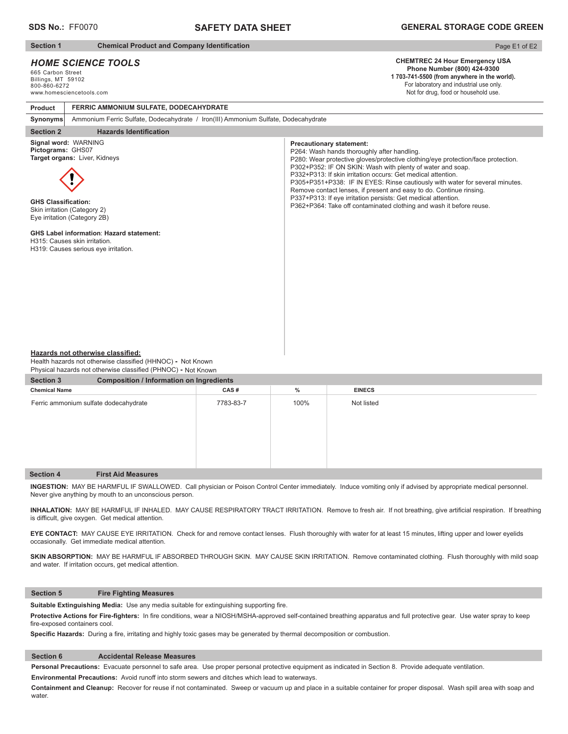**SDS No.:** FF0070

# SAFETY DATA SHEET

**GENERAL STORAGE CODE GREEN**

## Section 1 Chemical Product and Company Identification

***HOME SCIENCE TOOLS***
665 Carbon Street
Billings, MT 59102
800-860-6272
www.homesciencetools.com

**CHEMTREC 24 Hour Emergency USA**
**Phone Number (800) 424-9300**
**1 703-741-5500 (from anywhere in the world).**
For laboratory and industrial use only.
Not for drug, food or household use.

| **Product** | **FERRIC AMMONIUM SULFATE, DODECAHYDRATE** |
|---|---|
| **Synonyms** | Ammonium Ferric Sulfate, Dodecahydrate / Iron(III) Ammonium Sulfate, Dodecahydrate |

## Section 2 Hazards Identification

**Signal word:** WARNING
**Pictograms:** GHS07
**Target organs:** Liver, Kidneys

**GHS Classification:**
Skin irritation (Category 2)
Eye irritation (Category 2B)

**GHS Label information**: **Hazard statement:**
H315: Causes skin irritation.
H319: Causes serious eye irritation.

**Precautionary statement:**
P264: Wash hands thoroughly after handling.
P280: Wear protective gloves/protective clothing/eye protection/face protection.
P302+P352: IF ON SKIN: Wash with plenty of water and soap.
P332+P313: If skin irritation occurs: Get medical attention.
P305+P351+P338: IF IN EYES: Rinse cautiously with water for several minutes. Remove contact lenses, if present and easy to do. Continue rinsing.
P337+P313: If eye irritation persists: Get medical attention.
P362+P364: Take off contaminated clothing and wash it before reuse.

**Hazards not otherwise classified:**
Health hazards not otherwise classified (HHNOC) - Not Known
Physical hazards not otherwise classified (PHNOC) - Not Known

## Section 3 Composition / Information on Ingredients

| Chemical Name | CAS # | % | EINECS |
|---|---|---|---|
| Ferric ammonium sulfate dodecahydrate | 7783-83-7 | 100% | Not listed |

## Section 4 First Aid Measures

**INGESTION:** MAY BE HARMFUL IF SWALLOWED. Call physician or Poison Control Center immediately. Induce vomiting only if advised by appropriate medical personnel. Never give anything by mouth to an unconscious person.

**INHALATION:** MAY BE HARMFUL IF INHALED. MAY CAUSE RESPIRATORY TRACT IRRITATION. Remove to fresh air. If not breathing, give artificial respiration. If breathing is difficult, give oxygen. Get medical attention.

**EYE CONTACT:** MAY CAUSE EYE IRRITATION. Check for and remove contact lenses. Flush thoroughly with water for at least 15 minutes, lifting upper and lower eyelids occasionally. Get immediate medical attention.

**SKIN ABSORPTION:** MAY BE HARMFUL IF ABSORBED THROUGH SKIN. MAY CAUSE SKIN IRRITATION. Remove contaminated clothing. Flush thoroughly with mild soap and water. If irritation occurs, get medical attention.

## Section 5 Fire Fighting Measures

**Suitable Extinguishing Media:** Use any media suitable for extinguishing supporting fire.

**Protective Actions for Fire-fighters:** In fire conditions, wear a NIOSH/MSHA-approved self-contained breathing apparatus and full protective gear. Use water spray to keep fire-exposed containers cool.

**Specific Hazards:** During a fire, irritating and highly toxic gases may be generated by thermal decomposition or combustion.

## Section 6 Accidental Release Measures

**Personal Precautions:** Evacuate personnel to safe area. Use proper personal protective equipment as indicated in Section 8. Provide adequate ventilation.

**Environmental Precautions:** Avoid runoff into storm sewers and ditches which lead to waterways.

**Containment and Cleanup:** Recover for reuse if not contaminated. Sweep or vacuum up and place in a suitable container for proper disposal. Wash spill area with soap and water.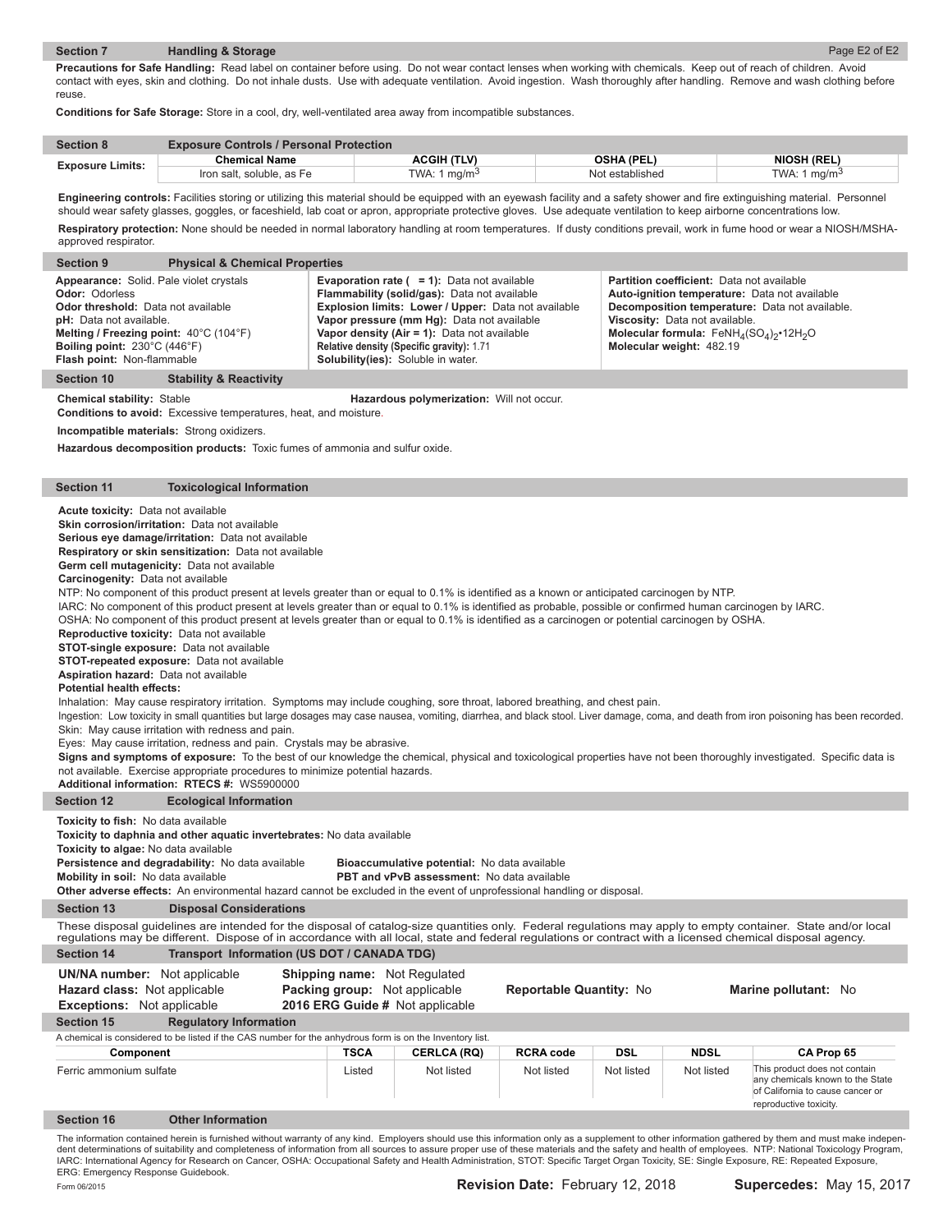## Section 7 Handling & Storage

**Precautions for Safe Handling:** Read label on container before using. Do not wear contact lenses when working with chemicals. Keep out of reach of children. Avoid contact with eyes, skin and clothing. Do not inhale dusts. Use with adequate ventilation. Avoid ingestion. Wash thoroughly after handling. Remove and wash clothing before reuse.

**Conditions for Safe Storage:** Store in a cool, dry, well-ventilated area away from incompatible substances.

## Section 8 Exposure Controls / Personal Protection

| Exposure Limits: | Chemical Name | ACGIH (TLV) | OSHA (PEL) | NIOSH (REL) |
|---|---|---|---|---|
| | Iron salt, soluble, as Fe | TWA: 1 $mg/m^3$ | Not established | TWA: 1 $mg/m^3$ |

**Engineering controls:** Facilities storing or utilizing this material should be equipped with an eyewash facility and a safety shower and fire extinguishing material. Personnel should wear safety glasses, goggles, or faceshield, lab coat or apron, appropriate protective gloves. Use adequate ventilation to keep airborne concentrations low.

**Respiratory protection:** None should be needed in normal laboratory handling at room temperatures. If dusty conditions prevail, work in fume hood or wear a NIOSH/MSHA-approved respirator.

## Section 9 Physical & Chemical Properties

**Appearance:** Solid. Pale violet crystals
**Odor:** Odorless
**Odor threshold:** Data not available
**pH:** Data not available.
**Melting / Freezing point:** 40°C (104°F)
**Boiling point:** 230°C (446°F)
**Flash point:** Non-flammable

**Evaporation rate ( = 1):** Data not available
**Flammability (solid/gas):** Data not available
**Explosion limits: Lower / Upper:** Data not available
**Vapor pressure (mm Hg):** Data not available
**Vapor density (Air = 1):** Data not available
**Relative density (Specific gravity):** 1.71
**Solubility(ies):** Soluble in water.

**Partition coefficient:** Data not available
**Auto-ignition temperature:** Data not available
**Decomposition temperature:** Data not available.
**Viscosity:** Data not available.
**Molecular formula:** $FeNH_4(SO_4)_2 \cdot 12H_2O$
**Molecular weight:** 482.19

## Section 10 Stability & Reactivity

**Chemical stability:** Stable

**Hazardous polymerization:** Will not occur.

**Conditions to avoid:** Excessive temperatures, heat, and moisture.

**Incompatible materials:** Strong oxidizers.

**Hazardous decomposition products:** Toxic fumes of ammonia and sulfur oxide.

## Section 11 Toxicological Information

**Acute toxicity:** Data not available
**Skin corrosion/irritation:** Data not available
**Serious eye damage/irritation:** Data not available
**Respiratory or skin sensitization:** Data not available
**Germ cell mutagenicity:** Data not available
**Carcinogenity:** Data not available

NTP: No component of this product present at levels greater than or equal to 0.1% is identified as a known or anticipated carcinogen by NTP.
IARC: No component of this product present at levels greater than or equal to 0.1% is identified as probable, possible or confirmed human carcinogen by IARC.
OSHA: No component of this product present at levels greater than or equal to 0.1% is identified as a carcinogen or potential carcinogen by OSHA.

**Reproductive toxicity:** Data not available
**STOT-single exposure:** Data not available
**STOT-repeated exposure:** Data not available
**Aspiration hazard:** Data not available
**Potential health effects:**

Inhalation: May cause respiratory irritation. Symptoms may include coughing, sore throat, labored breathing, and chest pain.
Ingestion: Low toxicity in small quantities but large dosages may case nausea, vomiting, diarrhea, and black stool. Liver damage, coma, and death from iron poisoning has been recorded.
Skin: May cause irritation with redness and pain.
Eyes: May cause irritation, redness and pain. Crystals may be abrasive.

**Signs and symptoms of exposure:** To the best of our knowledge the chemical, physical and toxicological properties have not been thoroughly investigated. Specific data is not available. Exercise appropriate procedures to minimize potential hazards.

**Additional information: RTECS #:** WS5900000

## Section 12 Ecological Information

**Toxicity to fish:** No data available
**Toxicity to daphnia and other aquatic invertebrates:** No data available
**Toxicity to algae:** No data available
**Persistence and degradability:** No data available
**Bioaccumulative potential:** No data available
**Mobility in soil:** No data available
**PBT and vPvB assessment:** No data available
**Other adverse effects:** An environmental hazard cannot be excluded in the event of unprofessional handling or disposal.

## Section 13 Disposal Considerations

These disposal guidelines are intended for the disposal of catalog-size quantities only. Federal regulations may apply to empty container. State and/or local regulations may be different. Dispose of in accordance with all local, state and federal regulations or contract with a licensed chemical disposal agency.

## Section 14 Transport Information (US DOT / CANADA TDG)

**UN/NA number:** Not applicable
**Hazard class:** Not applicable
**Exceptions:** Not applicable
**Shipping name:** Not Regulated
**Packing group:** Not applicable
**2016 ERG Guide #** Not applicable
**Reportable Quantity:** No
**Marine pollutant:** No

## Section 15 Regulatory Information

A chemical is considered to be listed if the CAS number for the anhydrous form is on the Inventory list.

| Component | TSCA | CERLCA (RQ) | RCRA code | DSL | NDSL | CA Prop 65 |
|---|---|---|---|---|---|---|
| Ferric ammonium sulfate | Listed | Not listed | Not listed | Not listed | Not listed | This product does not contain any chemicals known to the State of California to cause cancer or reproductive toxicity. |

## Section 16 Other Information

The information contained herein is furnished without warranty of any kind. Employers should use this information only as a supplement to other information gathered by them and must make independent determinations of suitability and completeness of information from all sources to assure proper use of these materials and the safety and health of employees. NTP: National Toxicology Program, IARC: International Agency for Research on Cancer, OSHA: Occupational Safety and Health Administration, STOT: Specific Target Organ Toxicity, SE: Single Exposure, RE: Repeated Exposure, ERG: Emergency Response Guidebook.

Form 06/2015

**Revision Date:** February 12, 2018 **Supercedes:** May 15, 2017